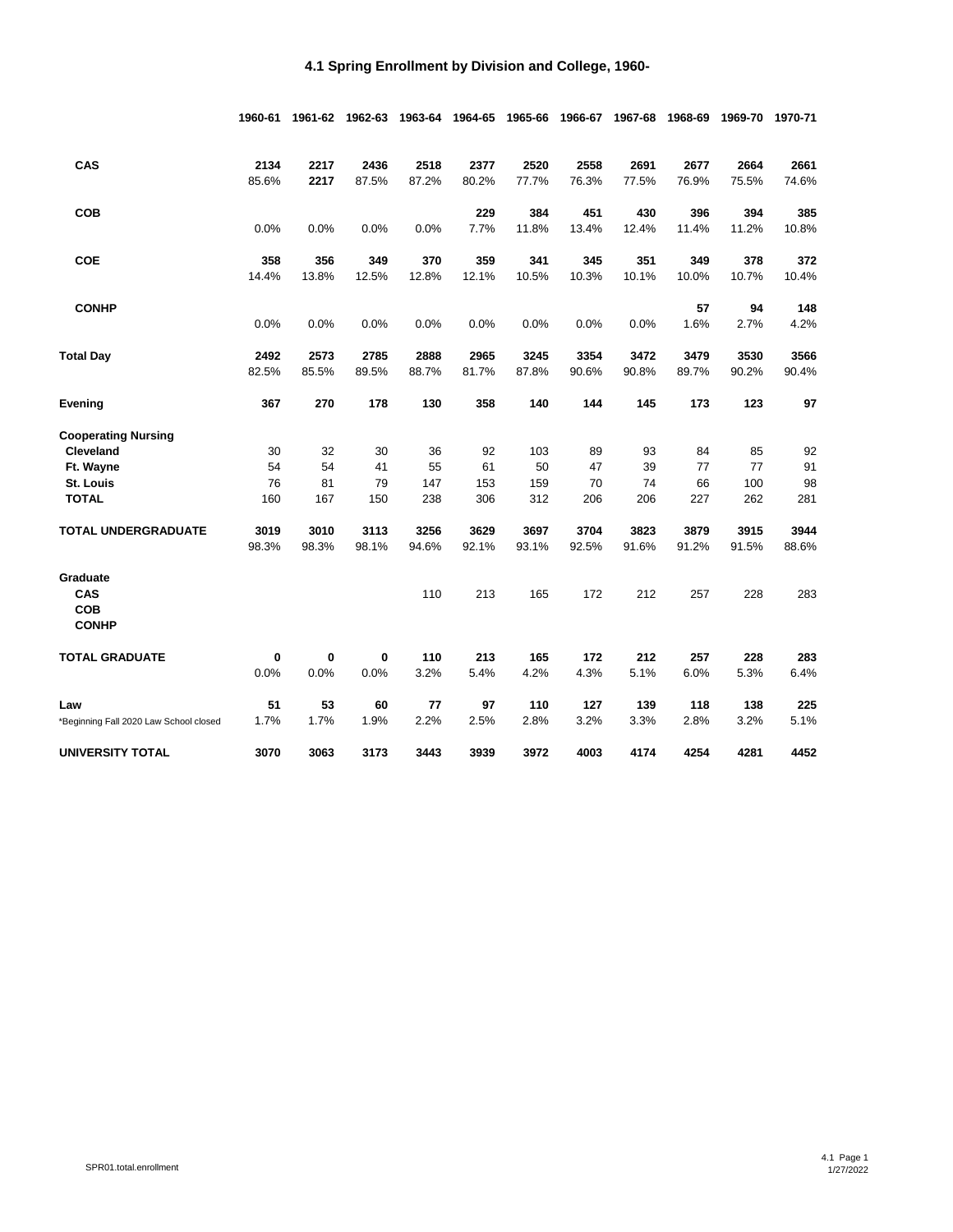# 4.1 Spring Enrollment by Division and College, 1960-

| | 1960-61 | 1961-62 | 1962-63 | 1963-64 | 1964-65 | 1965-66 | 1966-67 | 1967-68 | 1968-69 | 1969-70 | 1970-71 |
|---|---|---|---|---|---|---|---|---|---|---|---|
| **CAS** | **2134** | **2217** | **2436** | **2518** | **2377** | **2520** | **2558** | **2691** | **2677** | **2664** | **2661** |
| | 85.6% | **2217** | 87.5% | 87.2% | 80.2% | 77.7% | 76.3% | 77.5% | 76.9% | 75.5% | 74.6% |
| **COB** | | | | | **229** | **384** | **451** | **430** | **396** | **394** | **385** |
| | 0.0% | 0.0% | 0.0% | 0.0% | 7.7% | 11.8% | 13.4% | 12.4% | 11.4% | 11.2% | 10.8% |
| **COE** | **358** | **356** | **349** | **370** | **359** | **341** | **345** | **351** | **349** | **378** | **372** |
| | 14.4% | 13.8% | 12.5% | 12.8% | 12.1% | 10.5% | 10.3% | 10.1% | 10.0% | 10.7% | 10.4% |
| **CONHP** | | | | | | | | | **57** | **94** | **148** |
| | 0.0% | 0.0% | 0.0% | 0.0% | 0.0% | 0.0% | 0.0% | 0.0% | 1.6% | 2.7% | 4.2% |
| **Total Day** | **2492** | **2573** | **2785** | **2888** | **2965** | **3245** | **3354** | **3472** | **3479** | **3530** | **3566** |
| | 82.5% | 85.5% | 89.5% | 88.7% | 81.7% | 87.8% | 90.6% | 90.8% | 89.7% | 90.2% | 90.4% |
| **Evening** | **367** | **270** | **178** | **130** | **358** | **140** | **144** | **145** | **173** | **123** | **97** |
| **Cooperating Nursing** | | | | | | | | | | | |
| **Cleveland** | 30 | 32 | 30 | 36 | 92 | 103 | 89 | 93 | 84 | 85 | 92 |
| **Ft. Wayne** | 54 | 54 | 41 | 55 | 61 | 50 | 47 | 39 | 77 | 77 | 91 |
| **St. Louis** | 76 | 81 | 79 | 147 | 153 | 159 | 70 | 74 | 66 | 100 | 98 |
| **TOTAL** | 160 | 167 | 150 | 238 | 306 | 312 | 206 | 206 | 227 | 262 | 281 |
| **TOTAL UNDERGRADUATE** | **3019** | **3010** | **3113** | **3256** | **3629** | **3697** | **3704** | **3823** | **3879** | **3915** | **3944** |
| | 98.3% | 98.3% | 98.1% | 94.6% | 92.1% | 93.1% | 92.5% | 91.6% | 91.2% | 91.5% | 88.6% |
| **Graduate** | | | | | | | | | | | |
| **CAS** | | | | 110 | 213 | 165 | 172 | 212 | 257 | 228 | 283 |
| **COB** | | | | | | | | | | | |
| **CONHP** | | | | | | | | | | | |
| **TOTAL GRADUATE** | **0** | **0** | **0** | **110** | **213** | **165** | **172** | **212** | **257** | **228** | **283** |
| | 0.0% | 0.0% | 0.0% | 3.2% | 5.4% | 4.2% | 4.3% | 5.1% | 6.0% | 5.3% | 6.4% |
| **Law** | **51** | **53** | **60** | **77** | **97** | **110** | **127** | **139** | **118** | **138** | **225** |
| *Beginning Fall 2020 Law School closed | 1.7% | 1.7% | 1.9% | 2.2% | 2.5% | 2.8% | 3.2% | 3.3% | 2.8% | 3.2% | 5.1% |
| **UNIVERSITY TOTAL** | **3070** | **3063** | **3173** | **3443** | **3939** | **3972** | **4003** | **4174** | **4254** | **4281** | **4452** |

SPR01.total.enrollment

4.1 Page 1
1/27/2022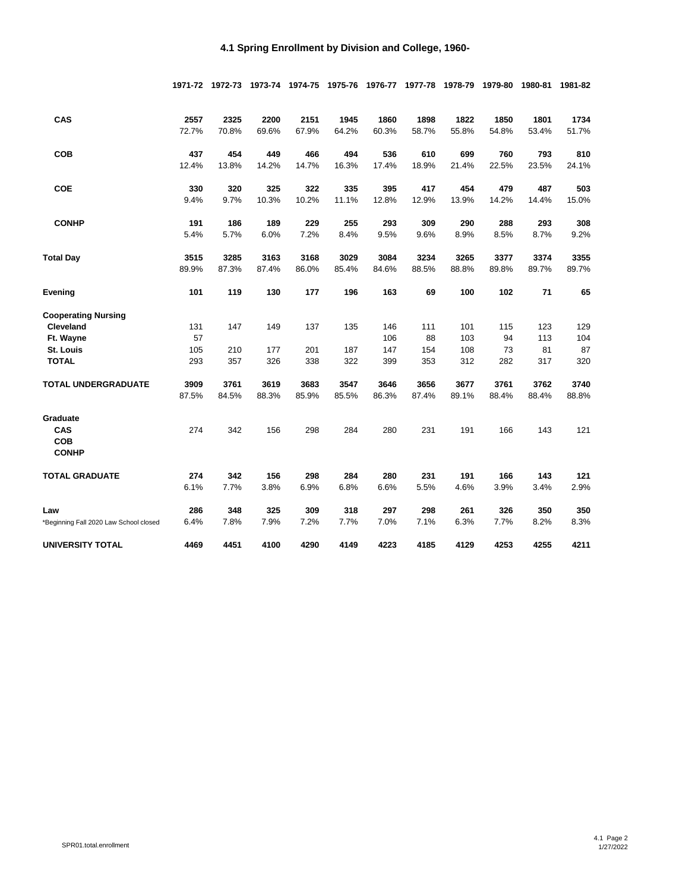## 4.1 Spring Enrollment by Division and College, 1960-

| | 1971-72 | 1972-73 | 1973-74 | 1974-75 | 1975-76 | 1976-77 | 1977-78 | 1978-79 | 1979-80 | 1980-81 | 1981-82 |
|---|---|---|---|---|---|---|---|---|---|---|---|
| **CAS** | **2557** | **2325** | **2200** | **2151** | **1945** | **1860** | **1898** | **1822** | **1850** | **1801** | **1734** |
| | 72.7% | 70.8% | 69.6% | 67.9% | 64.2% | 60.3% | 58.7% | 55.8% | 54.8% | 53.4% | 51.7% |
| **COB** | **437** | **454** | **449** | **466** | **494** | **536** | **610** | **699** | **760** | **793** | **810** |
| | 12.4% | 13.8% | 14.2% | 14.7% | 16.3% | 17.4% | 18.9% | 21.4% | 22.5% | 23.5% | 24.1% |
| **COE** | **330** | **320** | **325** | **322** | **335** | **395** | **417** | **454** | **479** | **487** | **503** |
| | 9.4% | 9.7% | 10.3% | 10.2% | 11.1% | 12.8% | 12.9% | 13.9% | 14.2% | 14.4% | 15.0% |
| **CONHP** | **191** | **186** | **189** | **229** | **255** | **293** | **309** | **290** | **288** | **293** | **308** |
| | 5.4% | 5.7% | 6.0% | 7.2% | 8.4% | 9.5% | 9.6% | 8.9% | 8.5% | 8.7% | 9.2% |
| **Total Day** | **3515** | **3285** | **3163** | **3168** | **3029** | **3084** | **3234** | **3265** | **3377** | **3374** | **3355** |
| | 89.9% | 87.3% | 87.4% | 86.0% | 85.4% | 84.6% | 88.5% | 88.8% | 89.8% | 89.7% | 89.7% |
| **Evening** | **101** | **119** | **130** | **177** | **196** | **163** | **69** | **100** | **102** | **71** | **65** |
| **Cooperating Nursing** | | | | | | | | | | | |
| **Cleveland** | 131 | 147 | 149 | 137 | 135 | 146 | 111 | 101 | 115 | 123 | 129 |
| **Ft. Wayne** | 57 | | | | | 106 | 88 | 103 | 94 | 113 | 104 |
| **St. Louis** | 105 | 210 | 177 | 201 | 187 | 147 | 154 | 108 | 73 | 81 | 87 |
| **TOTAL** | 293 | 357 | 326 | 338 | 322 | 399 | 353 | 312 | 282 | 317 | 320 |
| **TOTAL UNDERGRADUATE** | **3909** | **3761** | **3619** | **3683** | **3547** | **3646** | **3656** | **3677** | **3761** | **3762** | **3740** |
| | 87.5% | 84.5% | 88.3% | 85.9% | 85.5% | 86.3% | 87.4% | 89.1% | 88.4% | 88.4% | 88.8% |
| **Graduate** | | | | | | | | | | | |
| **CAS** | 274 | 342 | 156 | 298 | 284 | 280 | 231 | 191 | 166 | 143 | 121 |
| **COB** | | | | | | | | | | | |
| **CONHP** | | | | | | | | | | | |
| **TOTAL GRADUATE** | **274** | **342** | **156** | **298** | **284** | **280** | **231** | **191** | **166** | **143** | **121** |
| | 6.1% | 7.7% | 3.8% | 6.9% | 6.8% | 6.6% | 5.5% | 4.6% | 3.9% | 3.4% | 2.9% |
| **Law** | **286** | **348** | **325** | **309** | **318** | **297** | **298** | **261** | **326** | **350** | **350** |
| *Beginning Fall 2020 Law School closed | 6.4% | 7.8% | 7.9% | 7.2% | 7.7% | 7.0% | 7.1% | 6.3% | 7.7% | 8.2% | 8.3% |
| **UNIVERSITY TOTAL** | **4469** | **4451** | **4100** | **4290** | **4149** | **4223** | **4185** | **4129** | **4253** | **4255** | **4211** |

SPR01.total.enrollment

4.1 Page 2
1/27/2022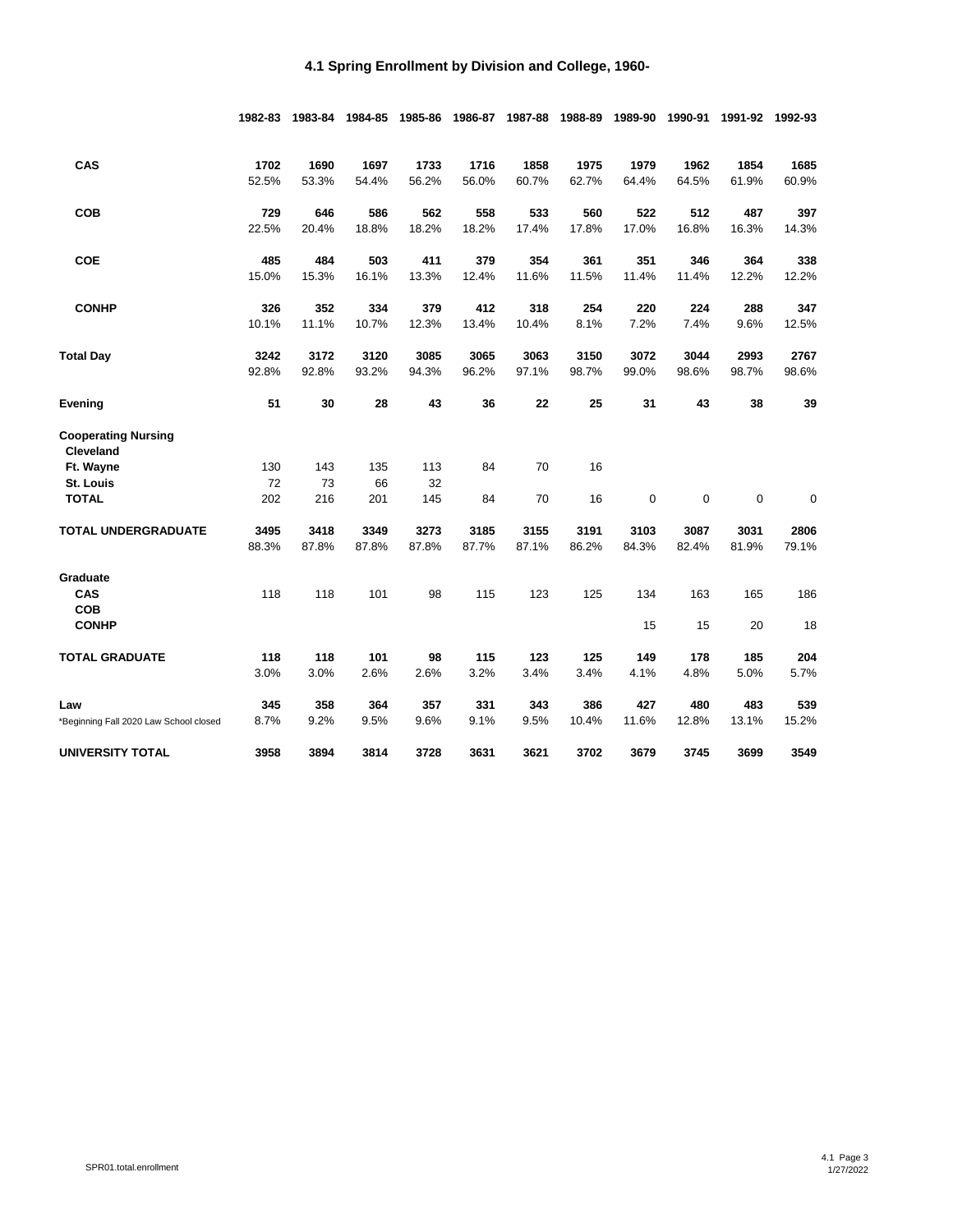# 4.1 Spring Enrollment by Division and College, 1960-

| | 1982-83 | 1983-84 | 1984-85 | 1985-86 | 1986-87 | 1987-88 | 1988-89 | 1989-90 | 1990-91 | 1991-92 | 1992-93 |
|---|---|---|---|---|---|---|---|---|---|---|---|
| **CAS** | **1702** | **1690** | **1697** | **1733** | **1716** | **1858** | **1975** | **1979** | **1962** | **1854** | **1685** |
| | 52.5% | 53.3% | 54.4% | 56.2% | 56.0% | 60.7% | 62.7% | 64.4% | 64.5% | 61.9% | 60.9% |
| **COB** | **729** | **646** | **586** | **562** | **558** | **533** | **560** | **522** | **512** | **487** | **397** |
| | 22.5% | 20.4% | 18.8% | 18.2% | 18.2% | 17.4% | 17.8% | 17.0% | 16.8% | 16.3% | 14.3% |
| **COE** | **485** | **484** | **503** | **411** | **379** | **354** | **361** | **351** | **346** | **364** | **338** |
| | 15.0% | 15.3% | 16.1% | 13.3% | 12.4% | 11.6% | 11.5% | 11.4% | 11.4% | 12.2% | 12.2% |
| **CONHP** | **326** | **352** | **334** | **379** | **412** | **318** | **254** | **220** | **224** | **288** | **347** |
| | 10.1% | 11.1% | 10.7% | 12.3% | 13.4% | 10.4% | 8.1% | 7.2% | 7.4% | 9.6% | 12.5% |
| **Total Day** | **3242** | **3172** | **3120** | **3085** | **3065** | **3063** | **3150** | **3072** | **3044** | **2993** | **2767** |
| | 92.8% | 92.8% | 93.2% | 94.3% | 96.2% | 97.1% | 98.7% | 99.0% | 98.6% | 98.7% | 98.6% |
| **Evening** | **51** | **30** | **28** | **43** | **36** | **22** | **25** | **31** | **43** | **38** | **39** |
| **Cooperating Nursing** | | | | | | | | | | | |
| **Cleveland** | | | | | | | | | | | |
| **Ft. Wayne** | 130 | 143 | 135 | 113 | 84 | 70 | 16 | | | | |
| **St. Louis** | 72 | 73 | 66 | 32 | | | | | | | |
| **TOTAL** | 202 | 216 | 201 | 145 | 84 | 70 | 16 | 0 | 0 | 0 | 0 |
| **TOTAL UNDERGRADUATE** | **3495** | **3418** | **3349** | **3273** | **3185** | **3155** | **3191** | **3103** | **3087** | **3031** | **2806** |
| | 88.3% | 87.8% | 87.8% | 87.8% | 87.7% | 87.1% | 86.2% | 84.3% | 82.4% | 81.9% | 79.1% |
| **Graduate** | | | | | | | | | | | |
| **CAS** | 118 | 118 | 101 | 98 | 115 | 123 | 125 | 134 | 163 | 165 | 186 |
| **COB** | | | | | | | | | | | |
| **CONHP** | | | | | | | | 15 | 15 | 20 | 18 |
| **TOTAL GRADUATE** | **118** | **118** | **101** | **98** | **115** | **123** | **125** | **149** | **178** | **185** | **204** |
| | 3.0% | 3.0% | 2.6% | 2.6% | 3.2% | 3.4% | 3.4% | 4.1% | 4.8% | 5.0% | 5.7% |
| **Law** | **345** | **358** | **364** | **357** | **331** | **343** | **386** | **427** | **480** | **483** | **539** |
| *Beginning Fall 2020 Law School closed | 8.7% | 9.2% | 9.5% | 9.6% | 9.1% | 9.5% | 10.4% | 11.6% | 12.8% | 13.1% | 15.2% |
| **UNIVERSITY TOTAL** | **3958** | **3894** | **3814** | **3728** | **3631** | **3621** | **3702** | **3679** | **3745** | **3699** | **3549** |

SPR01.total.enrollment

1/27/2022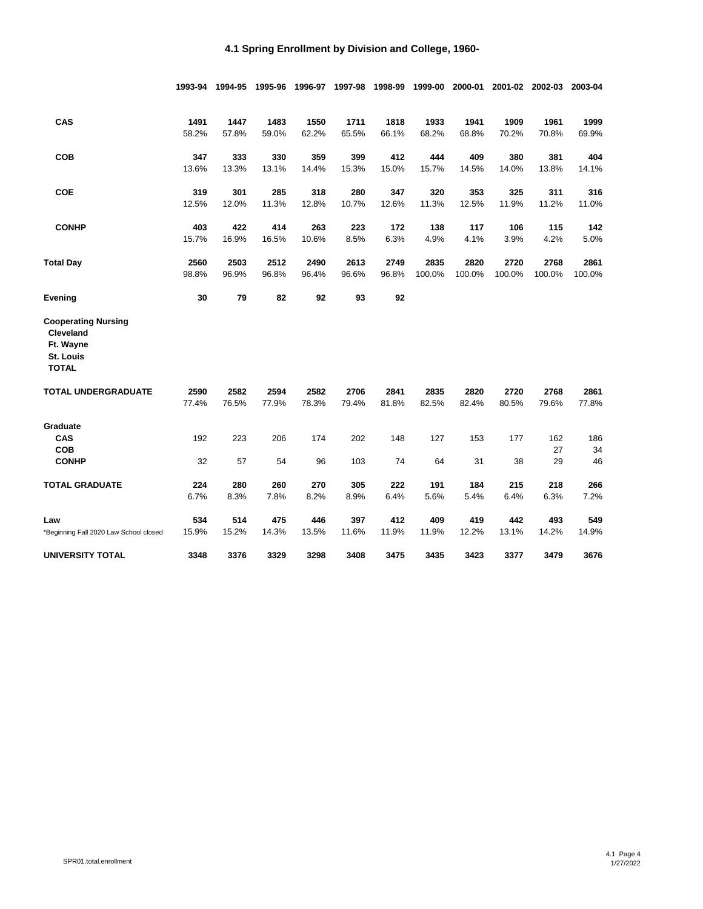# 4.1 Spring Enrollment by Division and College, 1960-

| | 1993-94 | 1994-95 | 1995-96 | 1996-97 | 1997-98 | 1998-99 | 1999-00 | 2000-01 | 2001-02 | 2002-03 | 2003-04 |
|---|---|---|---|---|---|---|---|---|---|---|---|
| **CAS** | **1491** | **1447** | **1483** | **1550** | **1711** | **1818** | **1933** | **1941** | **1909** | **1961** | **1999** |
| | 58.2% | 57.8% | 59.0% | 62.2% | 65.5% | 66.1% | 68.2% | 68.8% | 70.2% | 70.8% | 69.9% |
| **COB** | **347** | **333** | **330** | **359** | **399** | **412** | **444** | **409** | **380** | **381** | **404** |
| | 13.6% | 13.3% | 13.1% | 14.4% | 15.3% | 15.0% | 15.7% | 14.5% | 14.0% | 13.8% | 14.1% |
| **COE** | **319** | **301** | **285** | **318** | **280** | **347** | **320** | **353** | **325** | **311** | **316** |
| | 12.5% | 12.0% | 11.3% | 12.8% | 10.7% | 12.6% | 11.3% | 12.5% | 11.9% | 11.2% | 11.0% |
| **CONHP** | **403** | **422** | **414** | **263** | **223** | **172** | **138** | **117** | **106** | **115** | **142** |
| | 15.7% | 16.9% | 16.5% | 10.6% | 8.5% | 6.3% | 4.9% | 4.1% | 3.9% | 4.2% | 5.0% |
| **Total Day** | **2560** | **2503** | **2512** | **2490** | **2613** | **2749** | **2835** | **2820** | **2720** | **2768** | **2861** |
| | 98.8% | 96.9% | 96.8% | 96.4% | 96.6% | 96.8% | 100.0% | 100.0% | 100.0% | 100.0% | 100.0% |
| **Evening** | **30** | **79** | **82** | **92** | **93** | **92** | | | | | |
| **Cooperating Nursing** | | | | | | | | | | | |
| **Cleveland** | | | | | | | | | | | |
| **Ft. Wayne** | | | | | | | | | | | |
| **St. Louis** | | | | | | | | | | | |
| **TOTAL** | | | | | | | | | | | |
| **TOTAL UNDERGRADUATE** | **2590** | **2582** | **2594** | **2582** | **2706** | **2841** | **2835** | **2820** | **2720** | **2768** | **2861** |
| | 77.4% | 76.5% | 77.9% | 78.3% | 79.4% | 81.8% | 82.5% | 82.4% | 80.5% | 79.6% | 77.8% |
| **Graduate** | | | | | | | | | | | |
| **CAS** | 192 | 223 | 206 | 174 | 202 | 148 | 127 | 153 | 177 | 162 | 186 |
| **COB** | | | | | | | | | | 27 | 34 |
| **CONHP** | 32 | 57 | 54 | 96 | 103 | 74 | 64 | 31 | 38 | 29 | 46 |
| **TOTAL GRADUATE** | **224** | **280** | **260** | **270** | **305** | **222** | **191** | **184** | **215** | **218** | **266** |
| | 6.7% | 8.3% | 7.8% | 8.2% | 8.9% | 6.4% | 5.6% | 5.4% | 6.4% | 6.3% | 7.2% |
| **Law** | **534** | **514** | **475** | **446** | **397** | **412** | **409** | **419** | **442** | **493** | **549** |
| *Beginning Fall 2020 Law School closed | 15.9% | 15.2% | 14.3% | 13.5% | 11.6% | 11.9% | 11.9% | 12.2% | 13.1% | 14.2% | 14.9% |
| **UNIVERSITY TOTAL** | **3348** | **3376** | **3329** | **3298** | **3408** | **3475** | **3435** | **3423** | **3377** | **3479** | **3676** |

SPR01.total.enrollment

4.1 Page 4
1/27/2022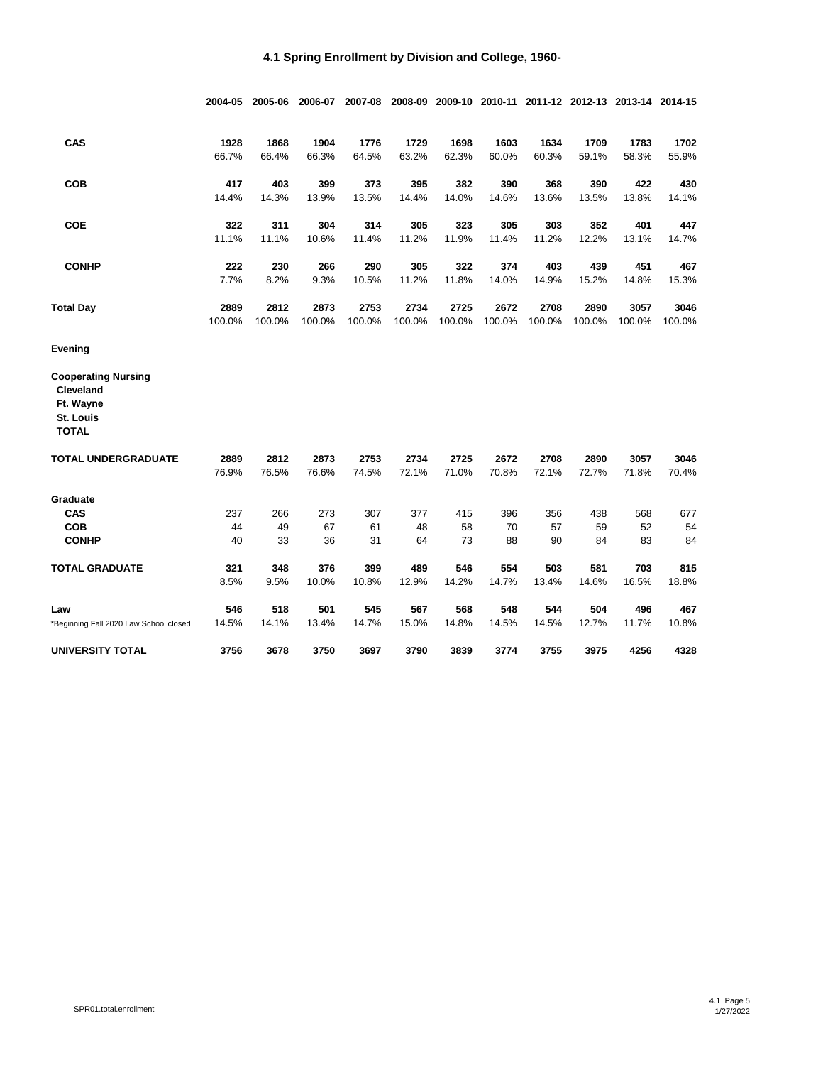# 4.1 Spring Enrollment by Division and College, 1960-

| | 2004-05 | 2005-06 | 2006-07 | 2007-08 | 2008-09 | 2009-10 | 2010-11 | 2011-12 | 2012-13 | 2013-14 | 2014-15 |
|---|---|---|---|---|---|---|---|---|---|---|---|
| **CAS** | **1928** | **1868** | **1904** | **1776** | **1729** | **1698** | **1603** | **1634** | **1709** | **1783** | **1702** |
| | 66.7% | 66.4% | 66.3% | 64.5% | 63.2% | 62.3% | 60.0% | 60.3% | 59.1% | 58.3% | 55.9% |
| **COB** | **417** | **403** | **399** | **373** | **395** | **382** | **390** | **368** | **390** | **422** | **430** |
| | 14.4% | 14.3% | 13.9% | 13.5% | 14.4% | 14.0% | 14.6% | 13.6% | 13.5% | 13.8% | 14.1% |
| **COE** | **322** | **311** | **304** | **314** | **305** | **323** | **305** | **303** | **352** | **401** | **447** |
| | 11.1% | 11.1% | 10.6% | 11.4% | 11.2% | 11.9% | 11.4% | 11.2% | 12.2% | 13.1% | 14.7% |
| **CONHP** | **222** | **230** | **266** | **290** | **305** | **322** | **374** | **403** | **439** | **451** | **467** |
| | 7.7% | 8.2% | 9.3% | 10.5% | 11.2% | 11.8% | 14.0% | 14.9% | 15.2% | 14.8% | 15.3% |
| **Total Day** | **2889** | **2812** | **2873** | **2753** | **2734** | **2725** | **2672** | **2708** | **2890** | **3057** | **3046** |
| | 100.0% | 100.0% | 100.0% | 100.0% | 100.0% | 100.0% | 100.0% | 100.0% | 100.0% | 100.0% | 100.0% |
| **Evening** | | | | | | | | | | | |
| **Cooperating Nursing** | | | | | | | | | | | |
| **Cleveland** | | | | | | | | | | | |
| **Ft. Wayne** | | | | | | | | | | | |
| **St. Louis** | | | | | | | | | | | |
| **TOTAL** | | | | | | | | | | | |
| **TOTAL UNDERGRADUATE** | **2889** | **2812** | **2873** | **2753** | **2734** | **2725** | **2672** | **2708** | **2890** | **3057** | **3046** |
| | 76.9% | 76.5% | 76.6% | 74.5% | 72.1% | 71.0% | 70.8% | 72.1% | 72.7% | 71.8% | 70.4% |
| **Graduate** | | | | | | | | | | | |
| **CAS** | 237 | 266 | 273 | 307 | 377 | 415 | 396 | 356 | 438 | 568 | 677 |
| **COB** | 44 | 49 | 67 | 61 | 48 | 58 | 70 | 57 | 59 | 52 | 54 |
| **CONHP** | 40 | 33 | 36 | 31 | 64 | 73 | 88 | 90 | 84 | 83 | 84 |
| **TOTAL GRADUATE** | **321** | **348** | **376** | **399** | **489** | **546** | **554** | **503** | **581** | **703** | **815** |
| | 8.5% | 9.5% | 10.0% | 10.8% | 12.9% | 14.2% | 14.7% | 13.4% | 14.6% | 16.5% | 18.8% |
| **Law** | **546** | **518** | **501** | **545** | **567** | **568** | **548** | **544** | **504** | **496** | **467** |
| *Beginning Fall 2020 Law School closed | 14.5% | 14.1% | 13.4% | 14.7% | 15.0% | 14.8% | 14.5% | 14.5% | 12.7% | 11.7% | 10.8% |
| **UNIVERSITY TOTAL** | **3756** | **3678** | **3750** | **3697** | **3790** | **3839** | **3774** | **3755** | **3975** | **4256** | **4328** |

SPR01.total.enrollment

1/27/2022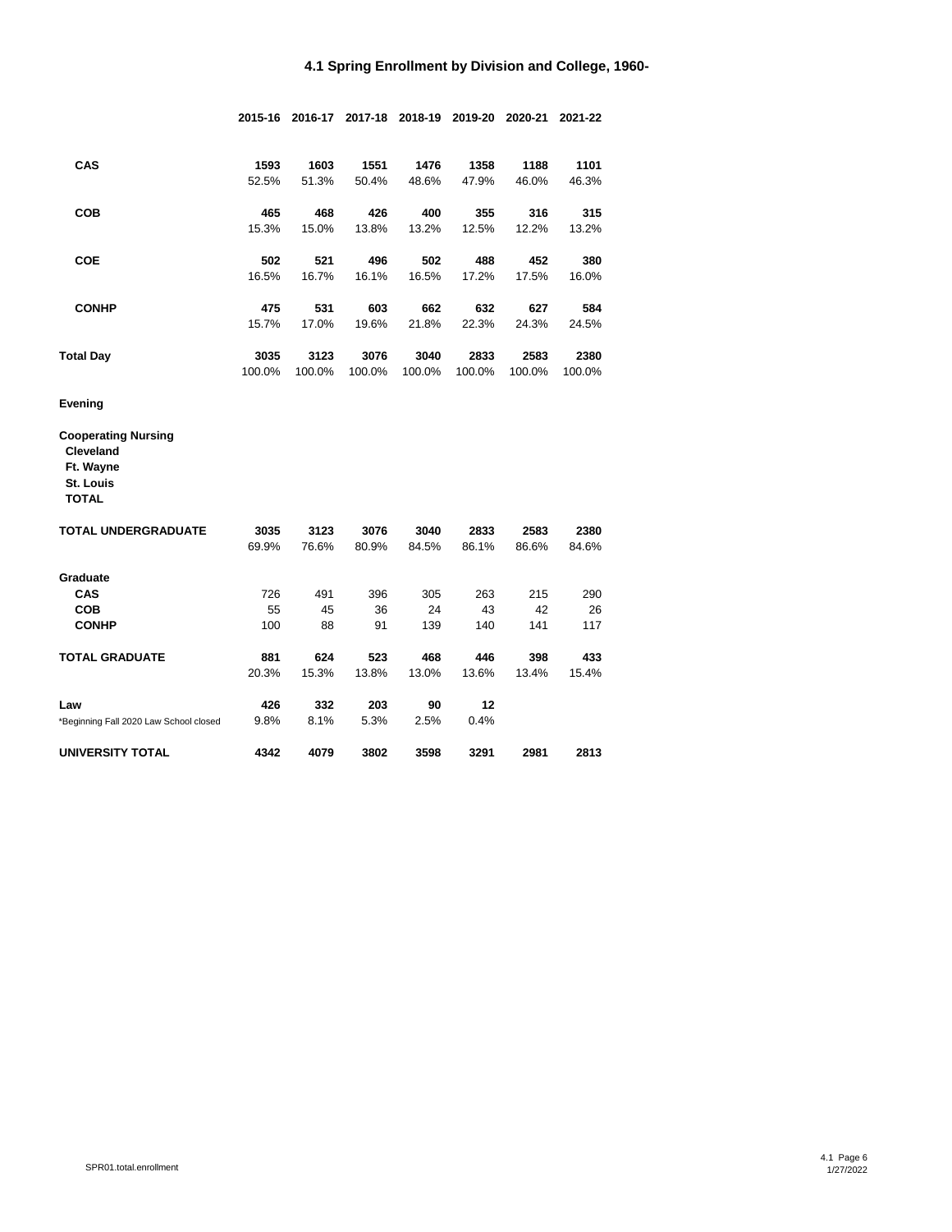# 4.1 Spring Enrollment by Division and College, 1960-

| | 2015-16 | 2016-17 | 2017-18 | 2018-19 | 2019-20 | 2020-21 | 2021-22 |
|---|---|---|---|---|---|---|---|
| **CAS** | **1593** | **1603** | **1551** | **1476** | **1358** | **1188** | **1101** |
| | 52.5% | 51.3% | 50.4% | 48.6% | 47.9% | 46.0% | 46.3% |
| **COB** | **465** | **468** | **426** | **400** | **355** | **316** | **315** |
| | 15.3% | 15.0% | 13.8% | 13.2% | 12.5% | 12.2% | 13.2% |
| **COE** | **502** | **521** | **496** | **502** | **488** | **452** | **380** |
| | 16.5% | 16.7% | 16.1% | 16.5% | 17.2% | 17.5% | 16.0% |
| **CONHP** | **475** | **531** | **603** | **662** | **632** | **627** | **584** |
| | 15.7% | 17.0% | 19.6% | 21.8% | 22.3% | 24.3% | 24.5% |
| **Total Day** | **3035** | **3123** | **3076** | **3040** | **2833** | **2583** | **2380** |
| | 100.0% | 100.0% | 100.0% | 100.0% | 100.0% | 100.0% | 100.0% |
| **Evening** | | | | | | | |
| **Cooperating Nursing** | | | | | | | |
| **Cleveland** | | | | | | | |
| **Ft. Wayne** | | | | | | | |
| **St. Louis** | | | | | | | |
| **TOTAL** | | | | | | | |
| **TOTAL UNDERGRADUATE** | **3035** | **3123** | **3076** | **3040** | **2833** | **2583** | **2380** |
| | 69.9% | 76.6% | 80.9% | 84.5% | 86.1% | 86.6% | 84.6% |
| **Graduate** | | | | | | | |
| **CAS** | 726 | 491 | 396 | 305 | 263 | 215 | 290 |
| **COB** | 55 | 45 | 36 | 24 | 43 | 42 | 26 |
| **CONHP** | 100 | 88 | 91 | 139 | 140 | 141 | 117 |
| **TOTAL GRADUATE** | **881** | **624** | **523** | **468** | **446** | **398** | **433** |
| | 20.3% | 15.3% | 13.8% | 13.0% | 13.6% | 13.4% | 15.4% |
| **Law** | **426** | **332** | **203** | **90** | **12** | | |
| *Beginning Fall 2020 Law School closed | 9.8% | 8.1% | 5.3% | 2.5% | 0.4% | | |
| **UNIVERSITY TOTAL** | **4342** | **4079** | **3802** | **3598** | **3291** | **2981** | **2813** |

SPR01.total.enrollment

4.1 Page 6
1/27/2022